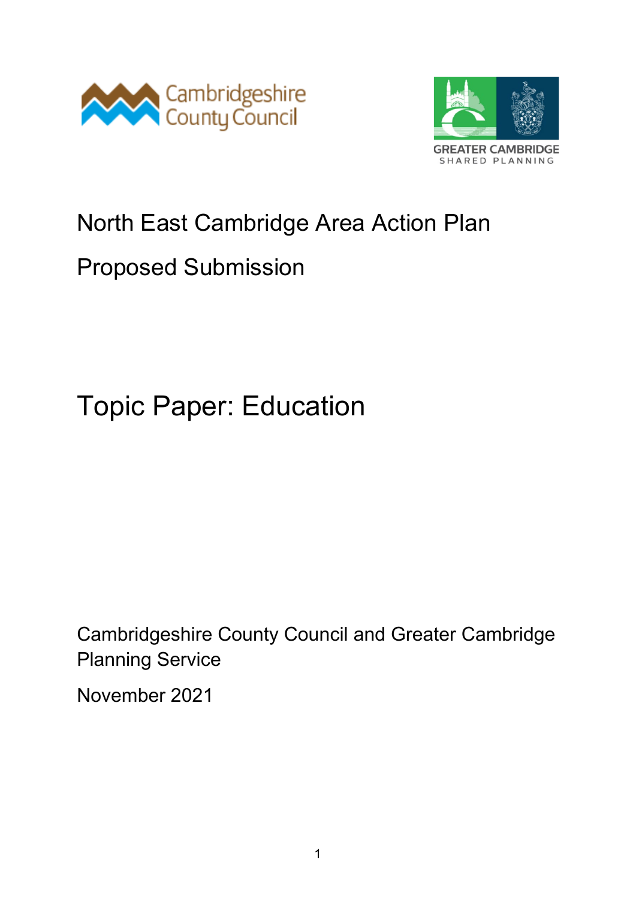Cambridgeshire County Council

GREATER CAMBRIDGE SHARED PLANNING

# North East Cambridge Area Action Plan

## Proposed Submission

# Topic Paper: Education

Cambridgeshire County Council and Greater Cambridge Planning Service

November 2021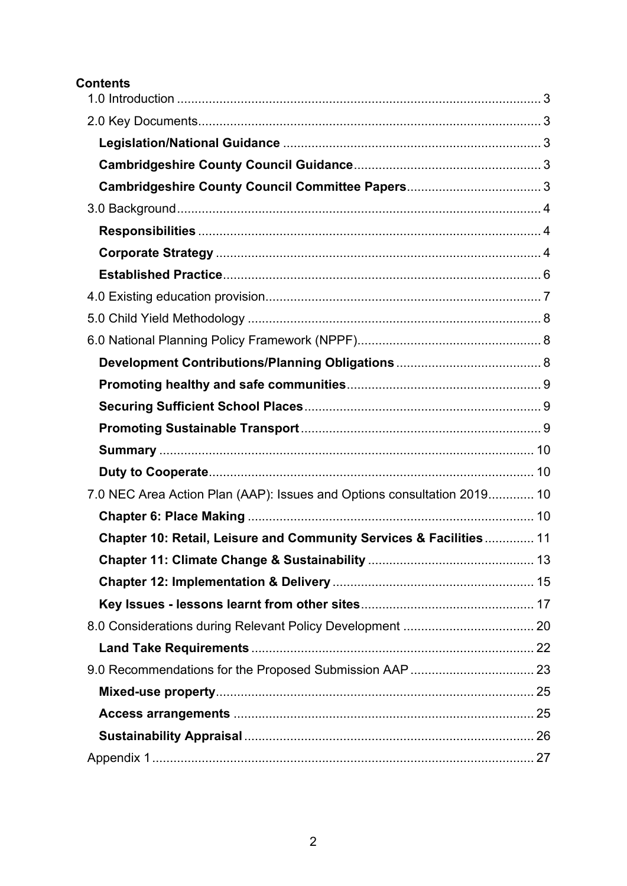## Contents

1.0 Introduction ..... 3

2.0 Key Documents ..... 3

- **Legislation/National Guidance** ..... 3
- **Cambridgeshire County Council Guidance** ..... 3
- **Cambridgeshire County Council Committee Papers** ..... 3

3.0 Background ..... 4

- **Responsibilities** ..... 4
- **Corporate Strategy** ..... 4
- **Established Practice** ..... 6

4.0 Existing education provision ..... 7

5.0 Child Yield Methodology ..... 8

6.0 National Planning Policy Framework (NPPF) ..... 8

- **Development Contributions/Planning Obligations** ..... 8
- **Promoting healthy and safe communities** ..... 9
- **Securing Sufficient School Places** ..... 9
- **Promoting Sustainable Transport** ..... 9
- **Summary** ..... 10
- **Duty to Cooperate** ..... 10

7.0 NEC Area Action Plan (AAP): Issues and Options consultation 2019 ..... 10

- **Chapter 6: Place Making** ..... 10
- **Chapter 10: Retail, Leisure and Community Services & Facilities** ..... 11
- **Chapter 11: Climate Change & Sustainability** ..... 13
- **Chapter 12: Implementation & Delivery** ..... 15
- **Key Issues - lessons learnt from other sites** ..... 17

8.0 Considerations during Relevant Policy Development ..... 20

- **Land Take Requirements** ..... 22

9.0 Recommendations for the Proposed Submission AAP ..... 23

- **Mixed-use property** ..... 25
- **Access arrangements** ..... 25
- **Sustainability Appraisal** ..... 26

Appendix 1 ..... 27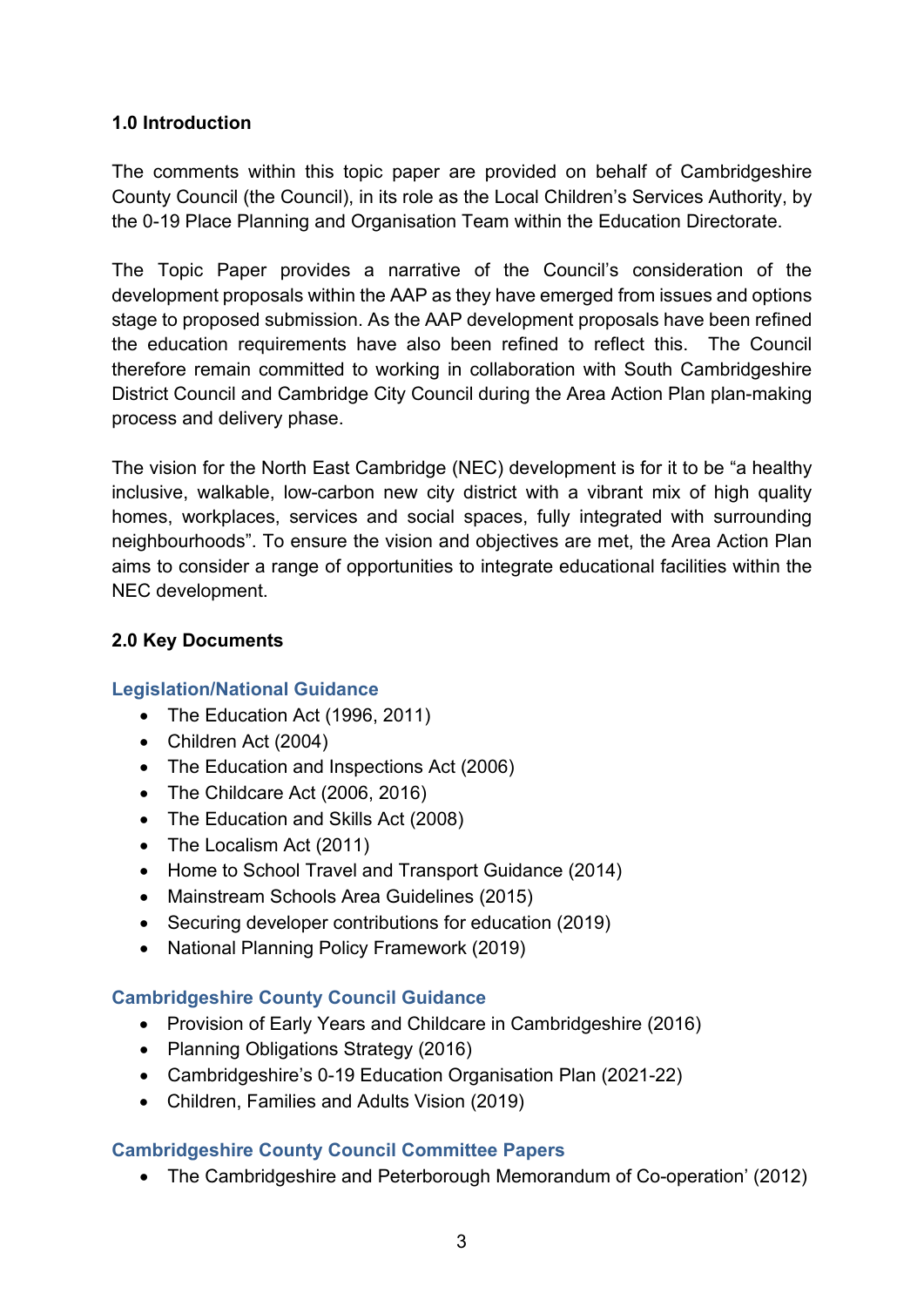## 1.0 Introduction

The comments within this topic paper are provided on behalf of Cambridgeshire County Council (the Council), in its role as the Local Children's Services Authority, by the 0-19 Place Planning and Organisation Team within the Education Directorate.

The Topic Paper provides a narrative of the Council's consideration of the development proposals within the AAP as they have emerged from issues and options stage to proposed submission. As the AAP development proposals have been refined the education requirements have also been refined to reflect this. The Council therefore remain committed to working in collaboration with South Cambridgeshire District Council and Cambridge City Council during the Area Action Plan plan-making process and delivery phase.

The vision for the North East Cambridge (NEC) development is for it to be "a healthy inclusive, walkable, low-carbon new city district with a vibrant mix of high quality homes, workplaces, services and social spaces, fully integrated with surrounding neighbourhoods". To ensure the vision and objectives are met, the Area Action Plan aims to consider a range of opportunities to integrate educational facilities within the NEC development.

## 2.0 Key Documents

### Legislation/National Guidance

- The Education Act (1996, 2011)
- Children Act (2004)
- The Education and Inspections Act (2006)
- The Childcare Act (2006, 2016)
- The Education and Skills Act (2008)
- The Localism Act (2011)
- Home to School Travel and Transport Guidance (2014)
- Mainstream Schools Area Guidelines (2015)
- Securing developer contributions for education (2019)
- National Planning Policy Framework (2019)

### Cambridgeshire County Council Guidance

- Provision of Early Years and Childcare in Cambridgeshire (2016)
- Planning Obligations Strategy (2016)
- Cambridgeshire's 0-19 Education Organisation Plan (2021-22)
- Children, Families and Adults Vision (2019)

### Cambridgeshire County Council Committee Papers

- The Cambridgeshire and Peterborough Memorandum of Co-operation' (2012)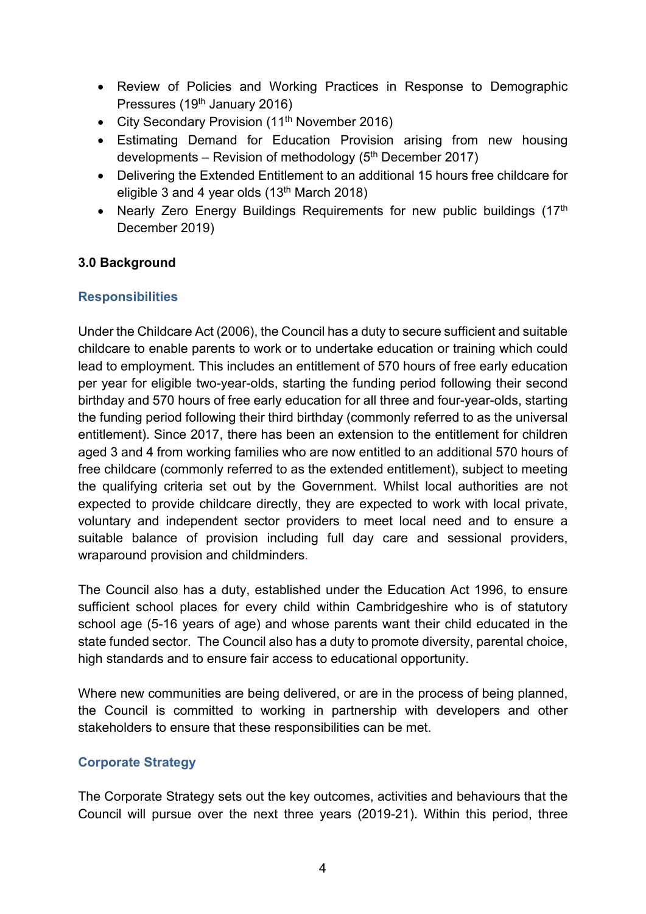- Review of Policies and Working Practices in Response to Demographic Pressures (19th January 2016)
- City Secondary Provision (11th November 2016)
- Estimating Demand for Education Provision arising from new housing developments – Revision of methodology (5th December 2017)
- Delivering the Extended Entitlement to an additional 15 hours free childcare for eligible 3 and 4 year olds (13th March 2018)
- Nearly Zero Energy Buildings Requirements for new public buildings (17th December 2019)

## 3.0 Background

### Responsibilities

Under the Childcare Act (2006), the Council has a duty to secure sufficient and suitable childcare to enable parents to work or to undertake education or training which could lead to employment. This includes an entitlement of 570 hours of free early education per year for eligible two-year-olds, starting the funding period following their second birthday and 570 hours of free early education for all three and four-year-olds, starting the funding period following their third birthday (commonly referred to as the universal entitlement). Since 2017, there has been an extension to the entitlement for children aged 3 and 4 from working families who are now entitled to an additional 570 hours of free childcare (commonly referred to as the extended entitlement), subject to meeting the qualifying criteria set out by the Government. Whilst local authorities are not expected to provide childcare directly, they are expected to work with local private, voluntary and independent sector providers to meet local need and to ensure a suitable balance of provision including full day care and sessional providers, wraparound provision and childminders.

The Council also has a duty, established under the Education Act 1996, to ensure sufficient school places for every child within Cambridgeshire who is of statutory school age (5-16 years of age) and whose parents want their child educated in the state funded sector. The Council also has a duty to promote diversity, parental choice, high standards and to ensure fair access to educational opportunity.

Where new communities are being delivered, or are in the process of being planned, the Council is committed to working in partnership with developers and other stakeholders to ensure that these responsibilities can be met.

### Corporate Strategy

The Corporate Strategy sets out the key outcomes, activities and behaviours that the Council will pursue over the next three years (2019-21). Within this period, three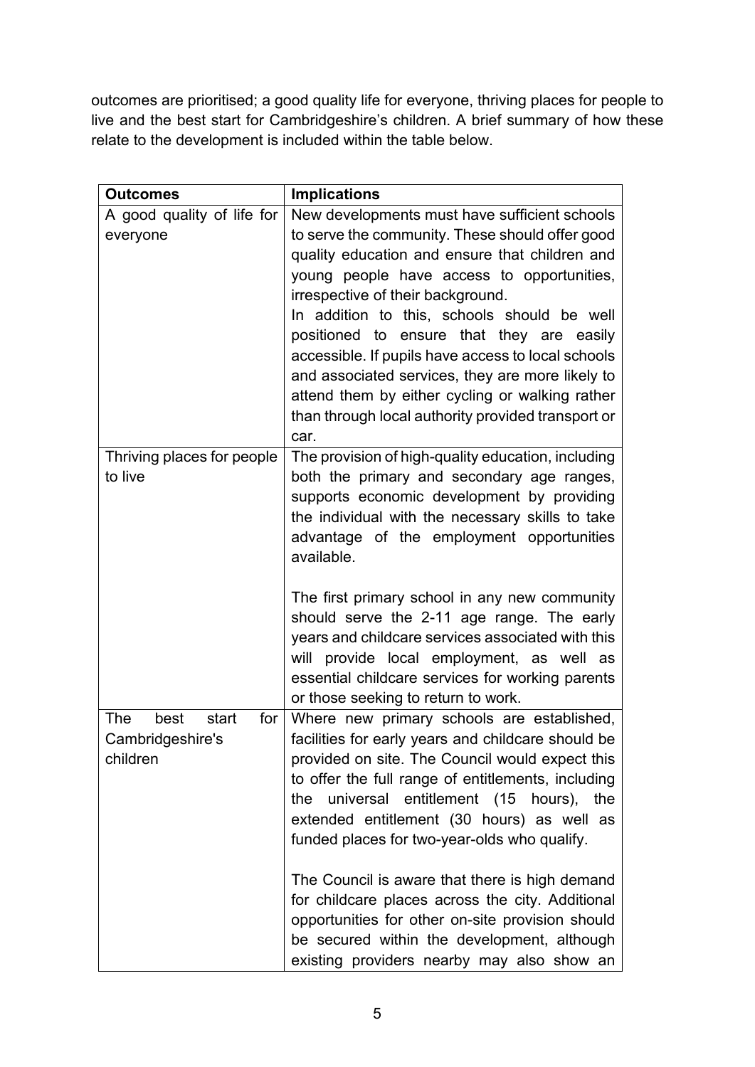outcomes are prioritised; a good quality life for everyone, thriving places for people to live and the best start for Cambridgeshire's children. A brief summary of how these relate to the development is included within the table below.

| Outcomes | Implications |
| --- | --- |
| A good quality of life for everyone | New developments must have sufficient schools to serve the community. These should offer good quality education and ensure that children and young people have access to opportunities, irrespective of their background.<br>In addition to this, schools should be well positioned to ensure that they are easily accessible. If pupils have access to local schools and associated services, they are more likely to attend them by either cycling or walking rather than through local authority provided transport or car. |
| Thriving places for people to live | The provision of high-quality education, including both the primary and secondary age ranges, supports economic development by providing the individual with the necessary skills to take advantage of the employment opportunities available.<br><br>The first primary school in any new community should serve the 2-11 age range. The early years and childcare services associated with this will provide local employment, as well as essential childcare services for working parents or those seeking to return to work. |
| The best start for Cambridgeshire's children | Where new primary schools are established, facilities for early years and childcare should be provided on site. The Council would expect this to offer the full range of entitlements, including the universal entitlement (15 hours), the extended entitlement (30 hours) as well as funded places for two-year-olds who qualify.<br><br>The Council is aware that there is high demand for childcare places across the city. Additional opportunities for other on-site provision should be secured within the development, although existing providers nearby may also show an |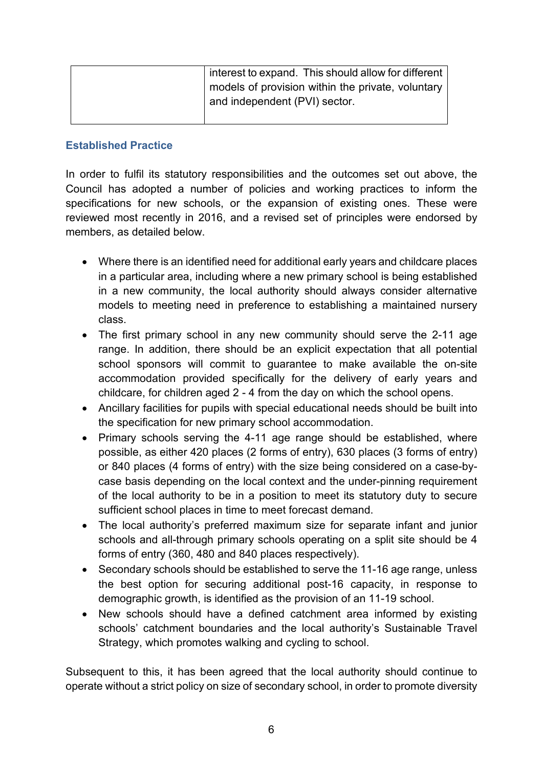| | |
|---|---|
| | interest to expand. This should allow for different models of provision within the private, voluntary and independent (PVI) sector. |

### Established Practice

In order to fulfil its statutory responsibilities and the outcomes set out above, the Council has adopted a number of policies and working practices to inform the specifications for new schools, or the expansion of existing ones. These were reviewed most recently in 2016, and a revised set of principles were endorsed by members, as detailed below.

- Where there is an identified need for additional early years and childcare places in a particular area, including where a new primary school is being established in a new community, the local authority should always consider alternative models to meeting need in preference to establishing a maintained nursery class.
- The first primary school in any new community should serve the 2-11 age range. In addition, there should be an explicit expectation that all potential school sponsors will commit to guarantee to make available the on-site accommodation provided specifically for the delivery of early years and childcare, for children aged 2 - 4 from the day on which the school opens.
- Ancillary facilities for pupils with special educational needs should be built into the specification for new primary school accommodation.
- Primary schools serving the 4-11 age range should be established, where possible, as either 420 places (2 forms of entry), 630 places (3 forms of entry) or 840 places (4 forms of entry) with the size being considered on a case-by-case basis depending on the local context and the under-pinning requirement of the local authority to be in a position to meet its statutory duty to secure sufficient school places in time to meet forecast demand.
- The local authority's preferred maximum size for separate infant and junior schools and all-through primary schools operating on a split site should be 4 forms of entry (360, 480 and 840 places respectively).
- Secondary schools should be established to serve the 11-16 age range, unless the best option for securing additional post-16 capacity, in response to demographic growth, is identified as the provision of an 11-19 school.
- New schools should have a defined catchment area informed by existing schools' catchment boundaries and the local authority's Sustainable Travel Strategy, which promotes walking and cycling to school.

Subsequent to this, it has been agreed that the local authority should continue to operate without a strict policy on size of secondary school, in order to promote diversity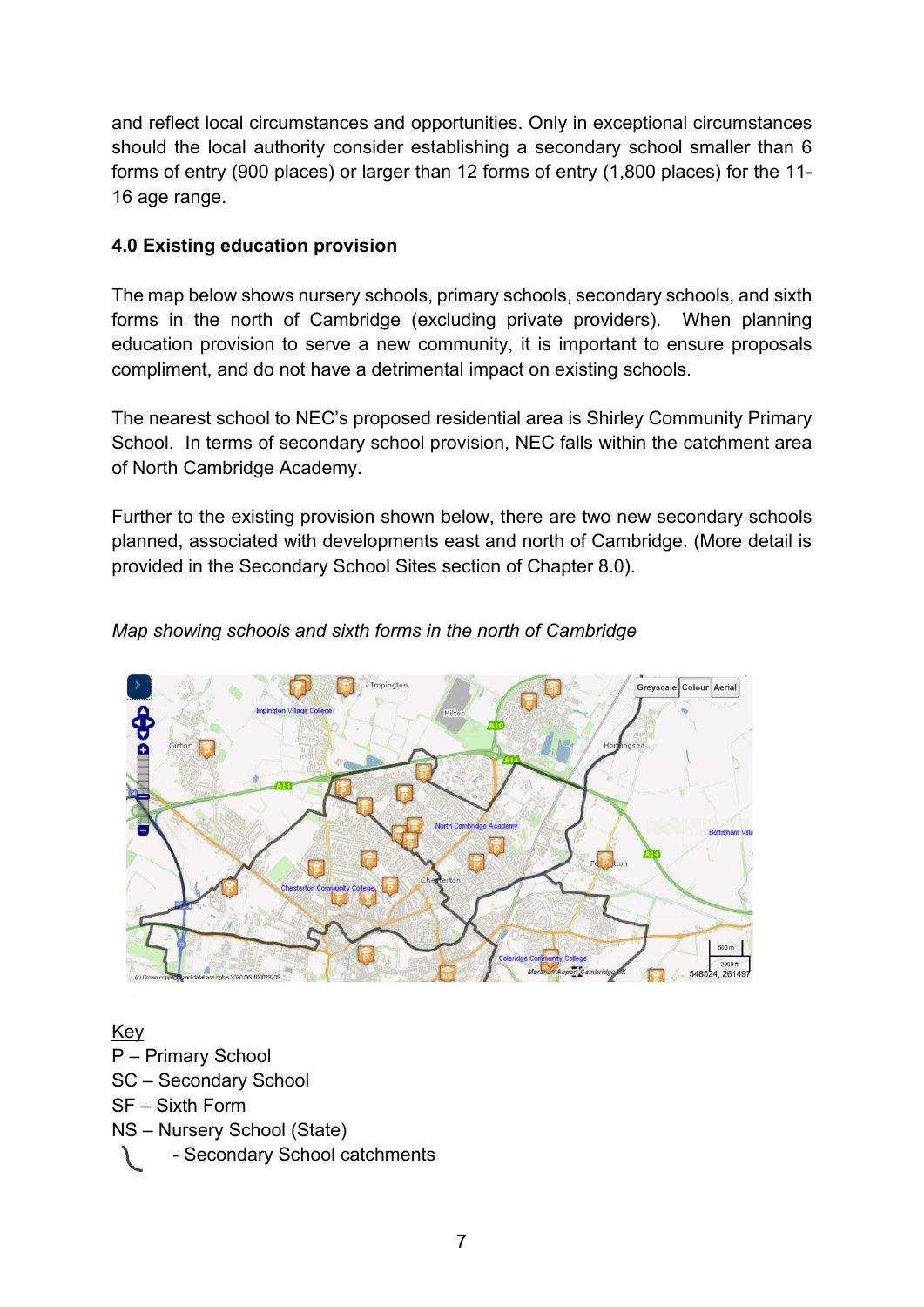and reflect local circumstances and opportunities. Only in exceptional circumstances should the local authority consider establishing a secondary school smaller than 6 forms of entry (900 places) or larger than 12 forms of entry (1,800 places) for the 11-16 age range.

### 4.0 Existing education provision

The map below shows nursery schools, primary schools, secondary schools, and sixth forms in the north of Cambridge (excluding private providers). When planning education provision to serve a new community, it is important to ensure proposals compliment, and do not have a detrimental impact on existing schools.

The nearest school to NEC's proposed residential area is Shirley Community Primary School. In terms of secondary school provision, NEC falls within the catchment area of North Cambridge Academy.

Further to the existing provision shown below, there are two new secondary schools planned, associated with developments east and north of Cambridge. (More detail is provided in the Secondary School Sites section of Chapter 8.0).

*Map showing schools and sixth forms in the north of Cambridge*

<u>Key</u>
P – Primary School
SC – Secondary School
SF – Sixth Form
NS – Nursery School (State)
- Secondary School catchments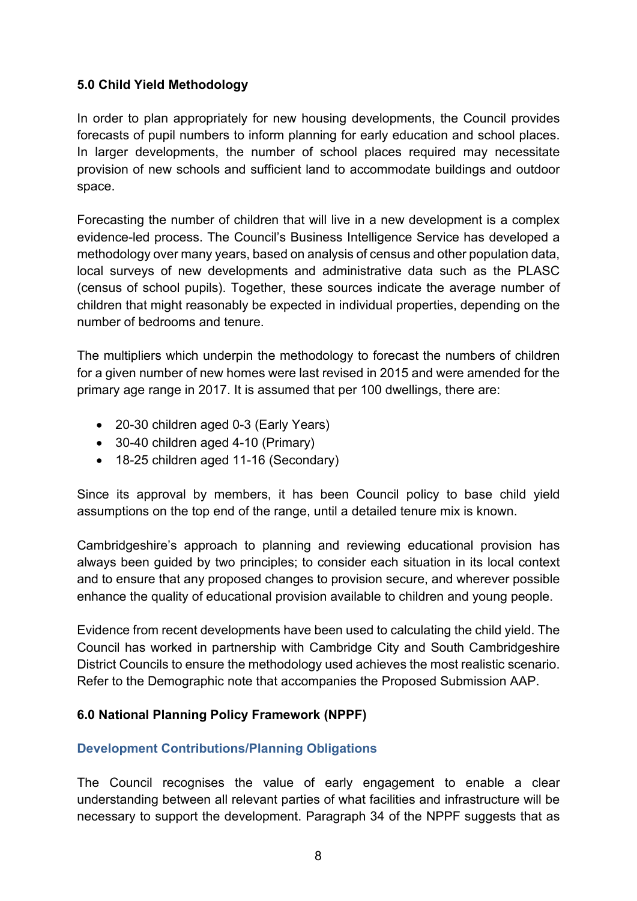## 5.0 Child Yield Methodology

In order to plan appropriately for new housing developments, the Council provides forecasts of pupil numbers to inform planning for early education and school places. In larger developments, the number of school places required may necessitate provision of new schools and sufficient land to accommodate buildings and outdoor space.

Forecasting the number of children that will live in a new development is a complex evidence-led process. The Council's Business Intelligence Service has developed a methodology over many years, based on analysis of census and other population data, local surveys of new developments and administrative data such as the PLASC (census of school pupils). Together, these sources indicate the average number of children that might reasonably be expected in individual properties, depending on the number of bedrooms and tenure.

The multipliers which underpin the methodology to forecast the numbers of children for a given number of new homes were last revised in 2015 and were amended for the primary age range in 2017. It is assumed that per 100 dwellings, there are:

- 20-30 children aged 0-3 (Early Years)
- 30-40 children aged 4-10 (Primary)
- 18-25 children aged 11-16 (Secondary)

Since its approval by members, it has been Council policy to base child yield assumptions on the top end of the range, until a detailed tenure mix is known.

Cambridgeshire's approach to planning and reviewing educational provision has always been guided by two principles; to consider each situation in its local context and to ensure that any proposed changes to provision secure, and wherever possible enhance the quality of educational provision available to children and young people.

Evidence from recent developments have been used to calculating the child yield. The Council has worked in partnership with Cambridge City and South Cambridgeshire District Councils to ensure the methodology used achieves the most realistic scenario. Refer to the Demographic note that accompanies the Proposed Submission AAP.

## 6.0 National Planning Policy Framework (NPPF)

### Development Contributions/Planning Obligations

The Council recognises the value of early engagement to enable a clear understanding between all relevant parties of what facilities and infrastructure will be necessary to support the development. Paragraph 34 of the NPPF suggests that as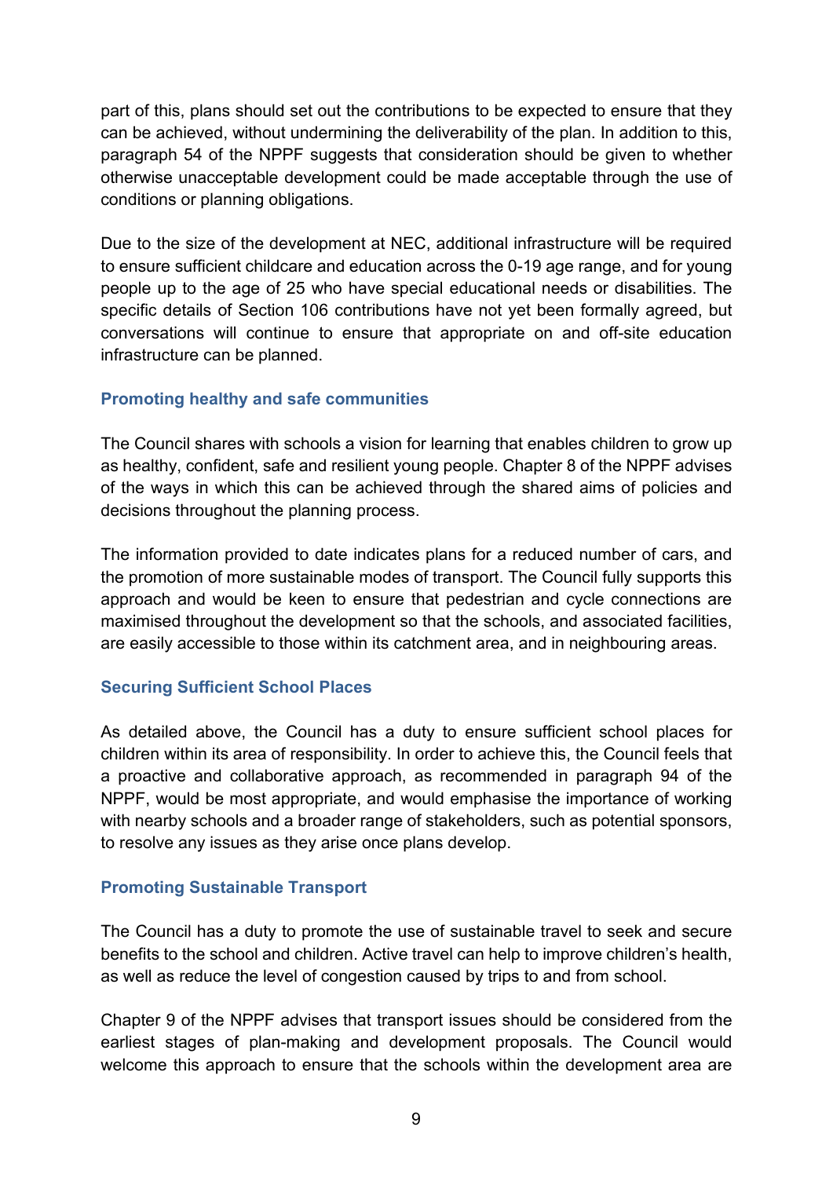part of this, plans should set out the contributions to be expected to ensure that they can be achieved, without undermining the deliverability of the plan. In addition to this, paragraph 54 of the NPPF suggests that consideration should be given to whether otherwise unacceptable development could be made acceptable through the use of conditions or planning obligations.

Due to the size of the development at NEC, additional infrastructure will be required to ensure sufficient childcare and education across the 0-19 age range, and for young people up to the age of 25 who have special educational needs or disabilities. The specific details of Section 106 contributions have not yet been formally agreed, but conversations will continue to ensure that appropriate on and off-site education infrastructure can be planned.

### Promoting healthy and safe communities

The Council shares with schools a vision for learning that enables children to grow up as healthy, confident, safe and resilient young people. Chapter 8 of the NPPF advises of the ways in which this can be achieved through the shared aims of policies and decisions throughout the planning process.

The information provided to date indicates plans for a reduced number of cars, and the promotion of more sustainable modes of transport. The Council fully supports this approach and would be keen to ensure that pedestrian and cycle connections are maximised throughout the development so that the schools, and associated facilities, are easily accessible to those within its catchment area, and in neighbouring areas.

### Securing Sufficient School Places

As detailed above, the Council has a duty to ensure sufficient school places for children within its area of responsibility. In order to achieve this, the Council feels that a proactive and collaborative approach, as recommended in paragraph 94 of the NPPF, would be most appropriate, and would emphasise the importance of working with nearby schools and a broader range of stakeholders, such as potential sponsors, to resolve any issues as they arise once plans develop.

### Promoting Sustainable Transport

The Council has a duty to promote the use of sustainable travel to seek and secure benefits to the school and children. Active travel can help to improve children's health, as well as reduce the level of congestion caused by trips to and from school.

Chapter 9 of the NPPF advises that transport issues should be considered from the earliest stages of plan-making and development proposals. The Council would welcome this approach to ensure that the schools within the development area are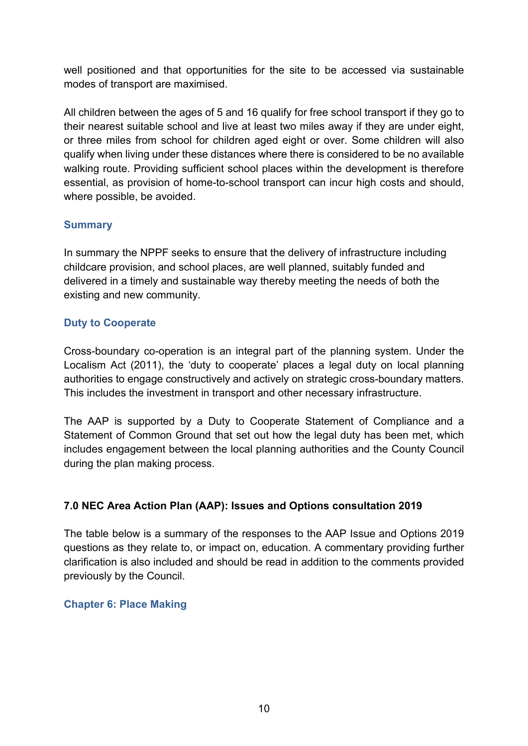well positioned and that opportunities for the site to be accessed via sustainable modes of transport are maximised.

All children between the ages of 5 and 16 qualify for free school transport if they go to their nearest suitable school and live at least two miles away if they are under eight, or three miles from school for children aged eight or over. Some children will also qualify when living under these distances where there is considered to be no available walking route. Providing sufficient school places within the development is therefore essential, as provision of home-to-school transport can incur high costs and should, where possible, be avoided.

### Summary

In summary the NPPF seeks to ensure that the delivery of infrastructure including childcare provision, and school places, are well planned, suitably funded and delivered in a timely and sustainable way thereby meeting the needs of both the existing and new community.

### Duty to Cooperate

Cross-boundary co-operation is an integral part of the planning system. Under the Localism Act (2011), the 'duty to cooperate' places a legal duty on local planning authorities to engage constructively and actively on strategic cross-boundary matters. This includes the investment in transport and other necessary infrastructure.

The AAP is supported by a Duty to Cooperate Statement of Compliance and a Statement of Common Ground that set out how the legal duty has been met, which includes engagement between the local planning authorities and the County Council during the plan making process.

## 7.0 NEC Area Action Plan (AAP): Issues and Options consultation 2019

The table below is a summary of the responses to the AAP Issue and Options 2019 questions as they relate to, or impact on, education. A commentary providing further clarification is also included and should be read in addition to the comments provided previously by the Council.

### Chapter 6: Place Making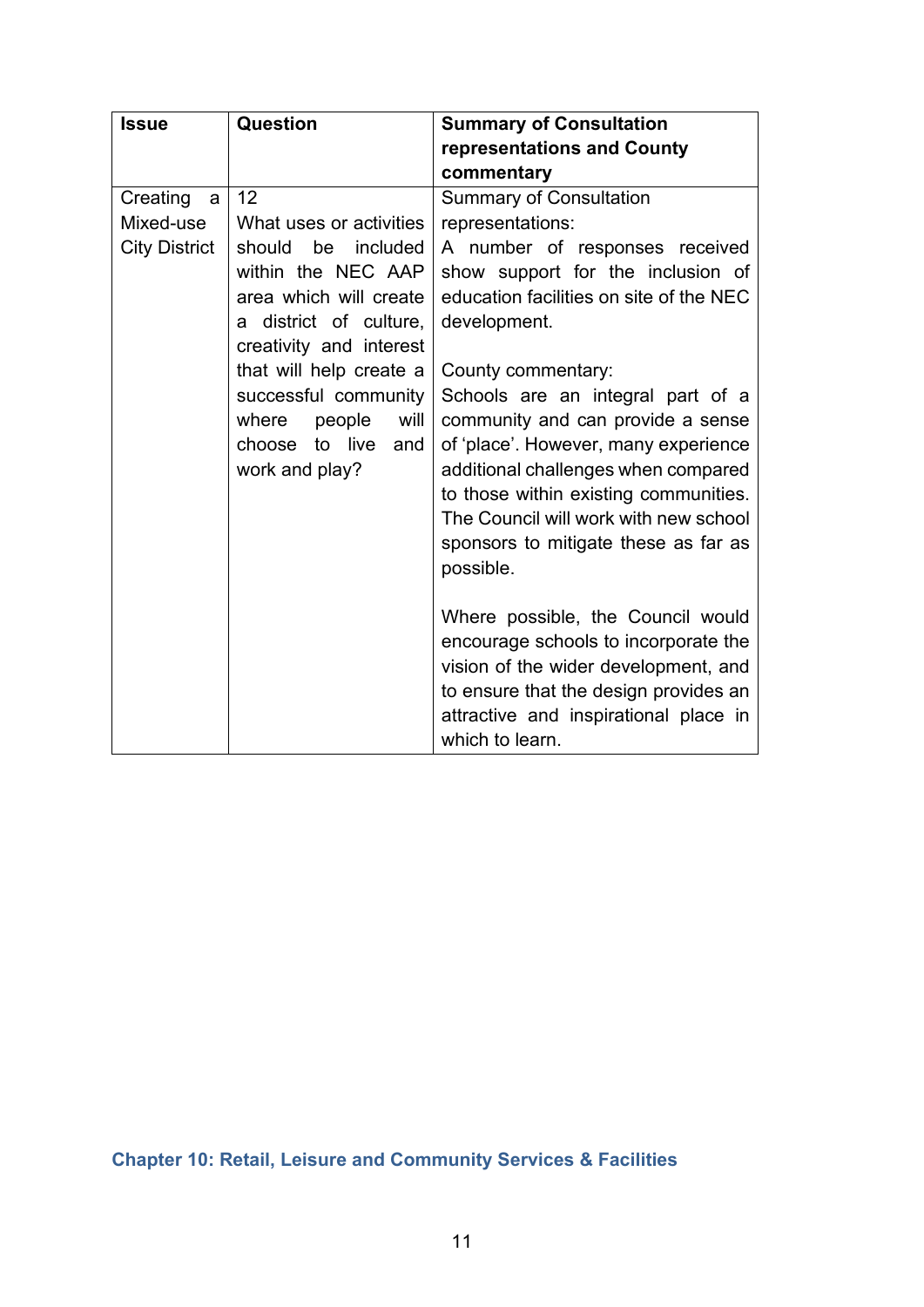| Issue | Question | Summary of Consultation representations and County commentary |
|---|---|---|
| Creating a Mixed-use City District | 12<br>What uses or activities should be included within the NEC AAP area which will create a district of culture, creativity and interest that will help create a successful community where people will choose to live and work and play? | Summary of Consultation representations:<br>A number of responses received show support for the inclusion of education facilities on site of the NEC development.<br><br>County commentary:<br>Schools are an integral part of a community and can provide a sense of 'place'. However, many experience additional challenges when compared to those within existing communities. The Council will work with new school sponsors to mitigate these as far as possible.<br><br>Where possible, the Council would encourage schools to incorporate the vision of the wider development, and to ensure that the design provides an attractive and inspirational place in which to learn. |

## Chapter 10: Retail, Leisure and Community Services & Facilities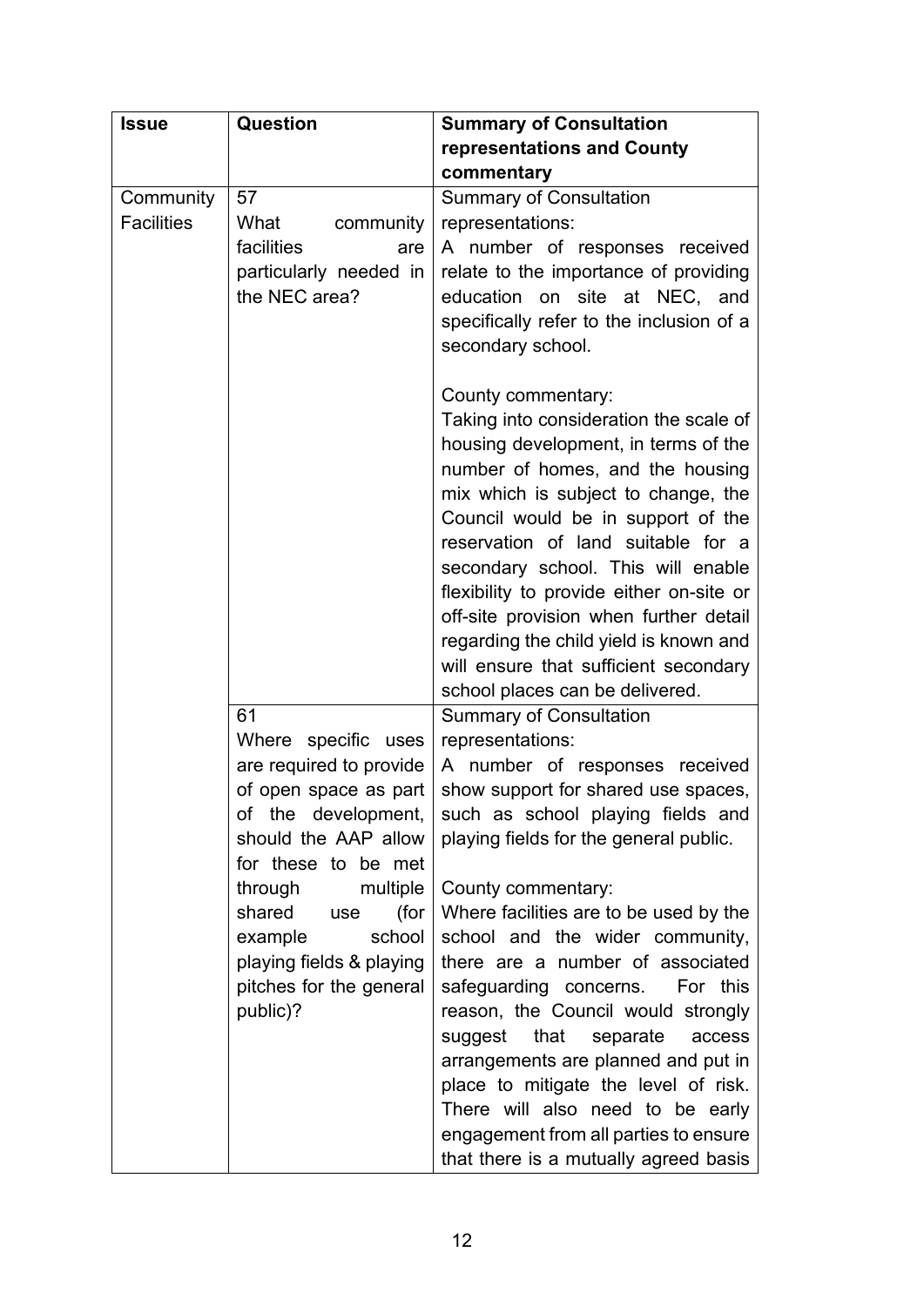| Issue | Question | Summary of Consultation representations and County commentary |
|---|---|---|
| Community Facilities | 57<br>What community facilities are particularly needed in the NEC area? | Summary of Consultation representations:<br>A number of responses received relate to the importance of providing education on site at NEC, and specifically refer to the inclusion of a secondary school.<br><br>County commentary:<br>Taking into consideration the scale of housing development, in terms of the number of homes, and the housing mix which is subject to change, the Council would be in support of the reservation of land suitable for a secondary school. This will enable flexibility to provide either on-site or off-site provision when further detail regarding the child yield is known and will ensure that sufficient secondary school places can be delivered. |
| | 61<br>Where specific uses are required to provide of open space as part of the development, should the AAP allow for these to be met through multiple shared use (for example school playing fields & playing pitches for the general public)? | Summary of Consultation representations:<br>A number of responses received show support for shared use spaces, such as school playing fields and playing fields for the general public.<br><br>County commentary:<br>Where facilities are to be used by the school and the wider community, there are a number of associated safeguarding concerns. For this reason, the Council would strongly suggest that separate access arrangements are planned and put in place to mitigate the level of risk. There will also need to be early engagement from all parties to ensure that there is a mutually agreed basis |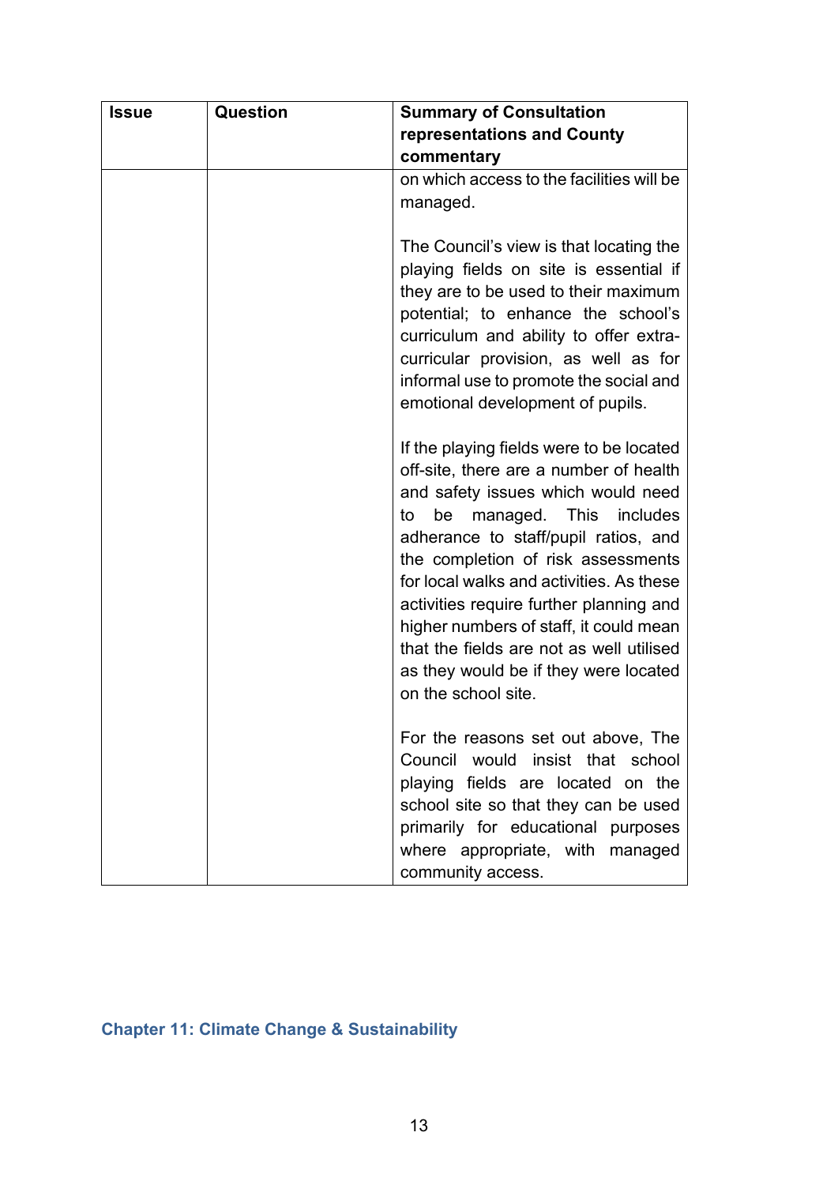| Issue | Question | Summary of Consultation representations and County commentary |
|---|---|---|
| | | on which access to the facilities will be managed.<br><br>The Council's view is that locating the playing fields on site is essential if they are to be used to their maximum potential; to enhance the school's curriculum and ability to offer extra-curricular provision, as well as for informal use to promote the social and emotional development of pupils.<br><br>If the playing fields were to be located off-site, there are a number of health and safety issues which would need to be managed. This includes adherance to staff/pupil ratios, and the completion of risk assessments for local walks and activities. As these activities require further planning and higher numbers of staff, it could mean that the fields are not as well utilised as they would be if they were located on the school site.<br><br>For the reasons set out above, The Council would insist that school playing fields are located on the school site so that they can be used primarily for educational purposes where appropriate, with managed community access. |

## Chapter 11: Climate Change & Sustainability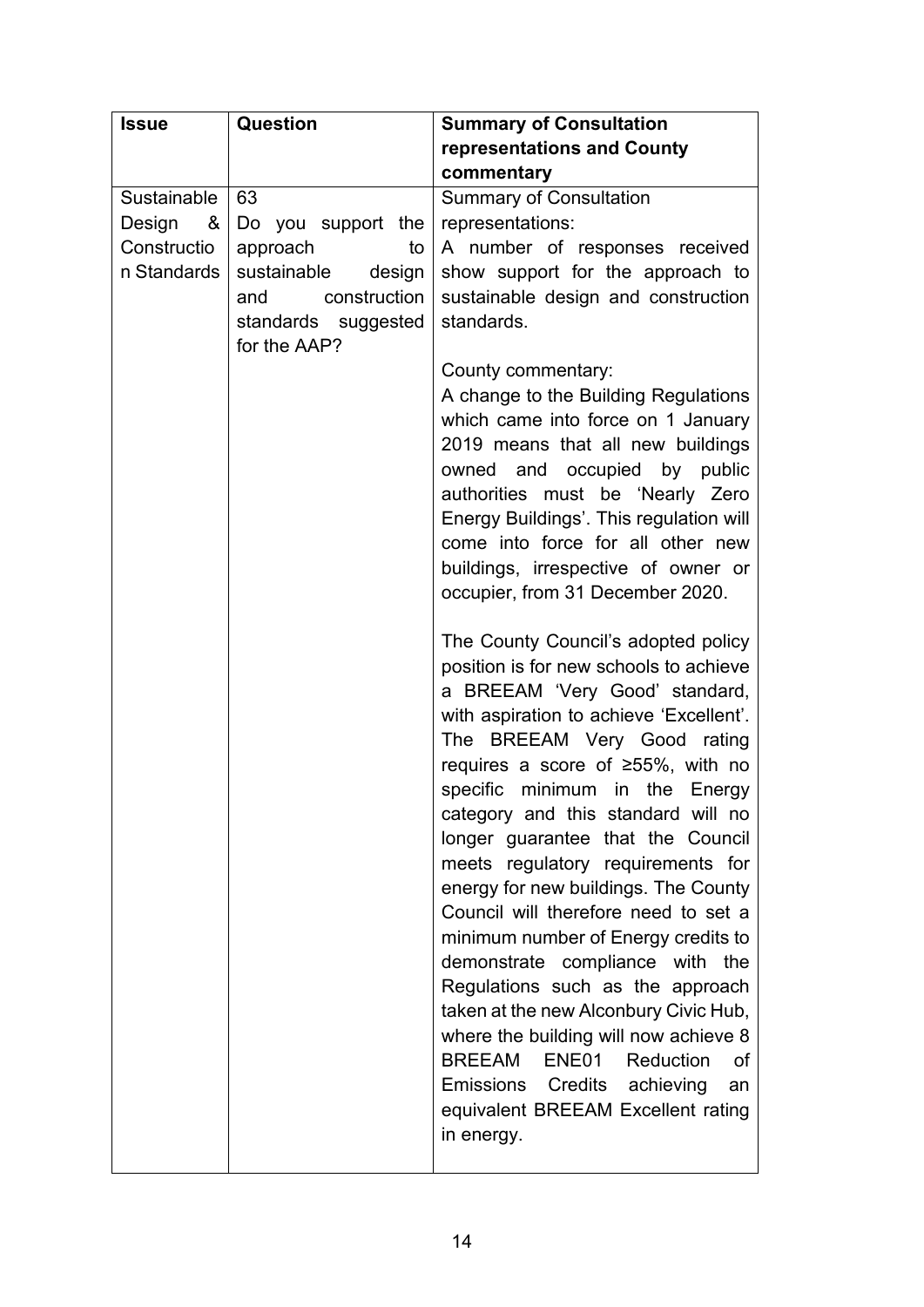| Issue | Question | Summary of Consultation representations and County commentary |
| --- | --- | --- |
| Sustainable Design & Construction Standards | 63<br>Do you support the approach to sustainable design and construction standards suggested for the AAP? | Summary of Consultation representations:<br>A number of responses received show support for the approach to sustainable design and construction standards.<br><br>County commentary:<br>A change to the Building Regulations which came into force on 1 January 2019 means that all new buildings owned and occupied by public authorities must be 'Nearly Zero Energy Buildings'. This regulation will come into force for all other new buildings, irrespective of owner or occupier, from 31 December 2020.<br><br>The County Council's adopted policy position is for new schools to achieve a BREEAM 'Very Good' standard, with aspiration to achieve 'Excellent'. The BREEAM Very Good rating requires a score of ≥55%, with no specific minimum in the Energy category and this standard will no longer guarantee that the Council meets regulatory requirements for energy for new buildings. The County Council will therefore need to set a minimum number of Energy credits to demonstrate compliance with the Regulations such as the approach taken at the new Alconbury Civic Hub, where the building will now achieve 8 BREEAM ENE01 Reduction of Emissions Credits achieving an equivalent BREEAM Excellent rating in energy. |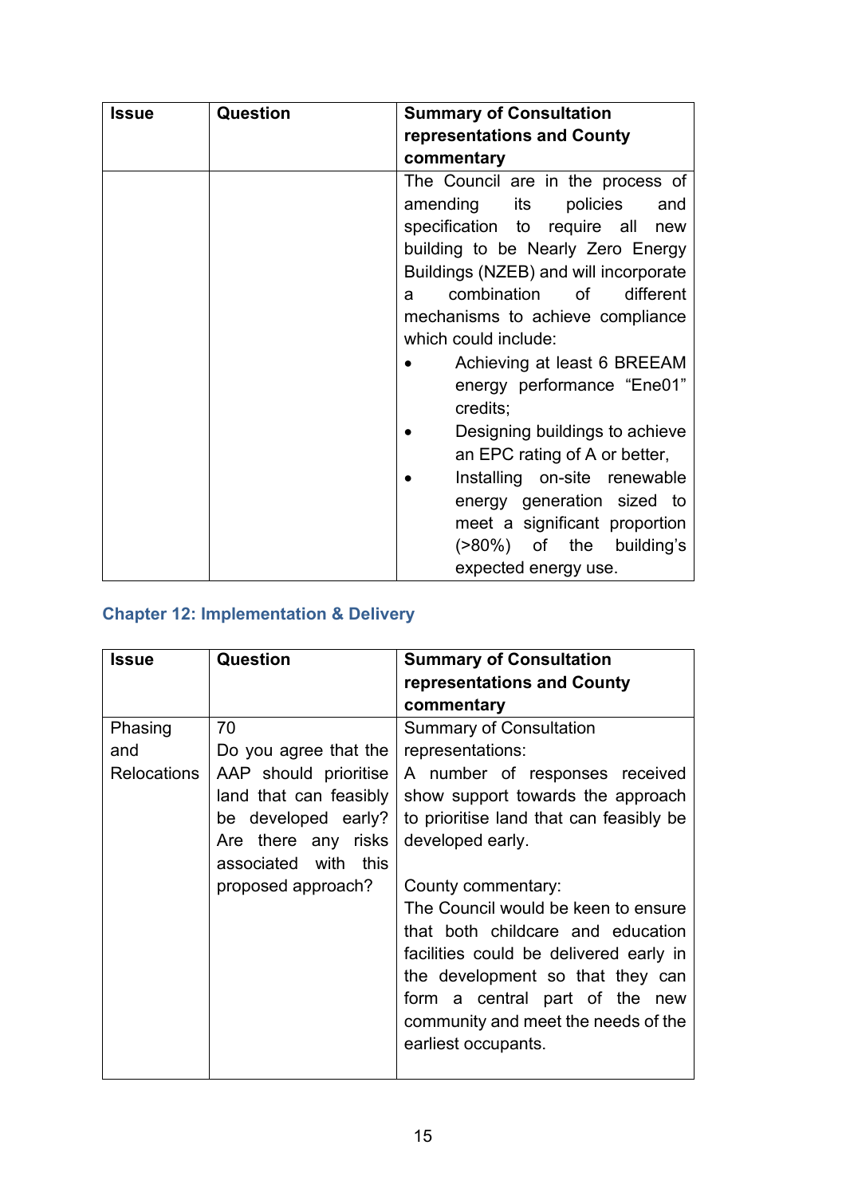| Issue | Question | Summary of Consultation representations and County commentary |
|---|---|---|
| | | The Council are in the process of amending its policies and specification to require all new building to be Nearly Zero Energy Buildings (NZEB) and will incorporate a combination of different mechanisms to achieve compliance which could include:<br>• Achieving at least 6 BREEAM energy performance "Ene01" credits;<br>• Designing buildings to achieve an EPC rating of A or better,<br>• Installing on-site renewable energy generation sized to meet a significant proportion (>80%) of the building's expected energy use. |

## Chapter 12: Implementation & Delivery

| Issue | Question | Summary of Consultation representations and County commentary |
|---|---|---|
| Phasing and Relocations | 70<br>Do you agree that the AAP should prioritise land that can feasibly be developed early? Are there any risks associated with this proposed approach? | Summary of Consultation representations:<br>A number of responses received show support towards the approach to prioritise land that can feasibly be developed early.<br><br>County commentary:<br>The Council would be keen to ensure that both childcare and education facilities could be delivered early in the development so that they can form a central part of the new community and meet the needs of the earliest occupants. |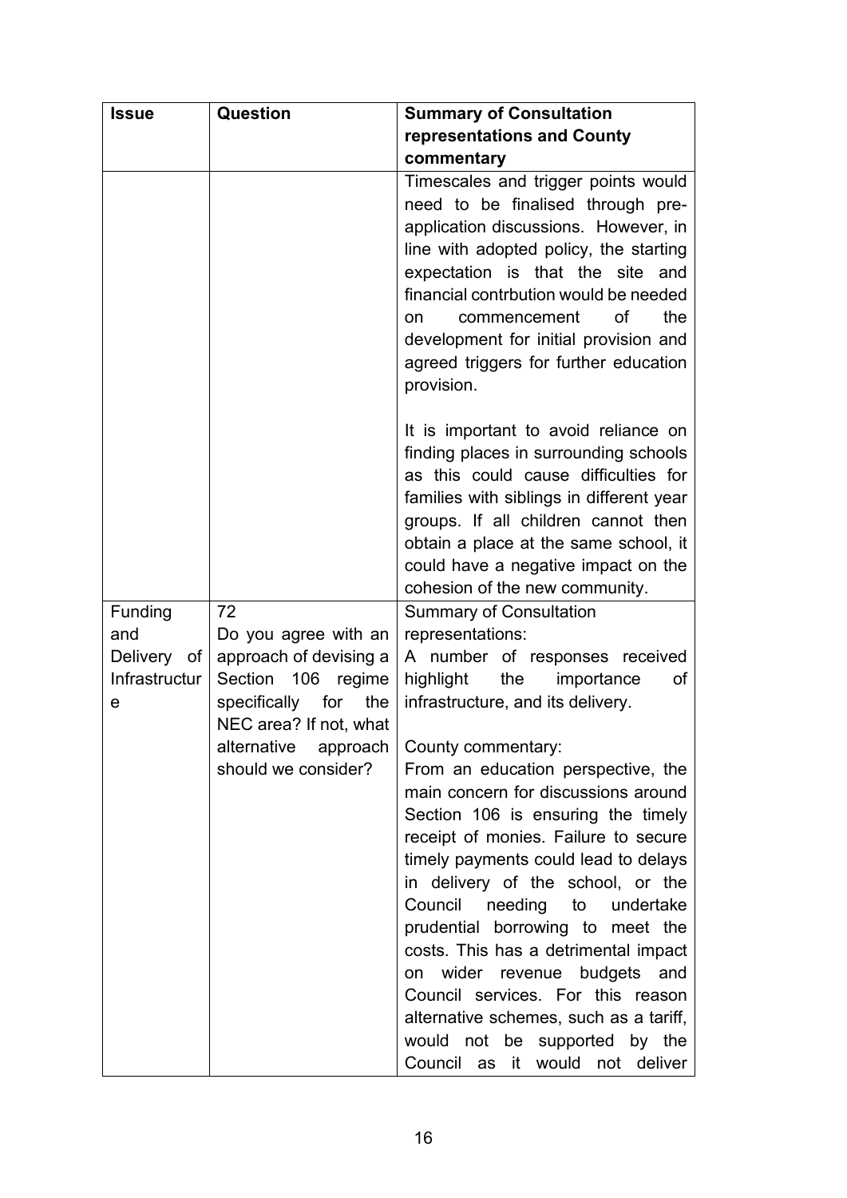| Issue | Question | Summary of Consultation representations and County commentary |
|---|---|---|
| | | Timescales and trigger points would need to be finalised through pre-application discussions. However, in line with adopted policy, the starting expectation is that the site and financial contrbution would be needed on commencement of the development for initial provision and agreed triggers for further education provision.<br><br>It is important to avoid reliance on finding places in surrounding schools as this could cause difficulties for families with siblings in different year groups. If all children cannot then obtain a place at the same school, it could have a negative impact on the cohesion of the new community. |
| Funding and Delivery of Infrastructure | 72<br>Do you agree with an approach of devising a Section 106 regime specifically for the NEC area? If not, what alternative approach should we consider? | Summary of Consultation representations:<br>A number of responses received highlight the importance of infrastructure, and its delivery.<br><br>County commentary:<br>From an education perspective, the main concern for discussions around Section 106 is ensuring the timely receipt of monies. Failure to secure timely payments could lead to delays in delivery of the school, or the Council needing to undertake prudential borrowing to meet the costs. This has a detrimental impact on wider revenue budgets and Council services. For this reason alternative schemes, such as a tariff, would not be supported by the Council as it would not deliver |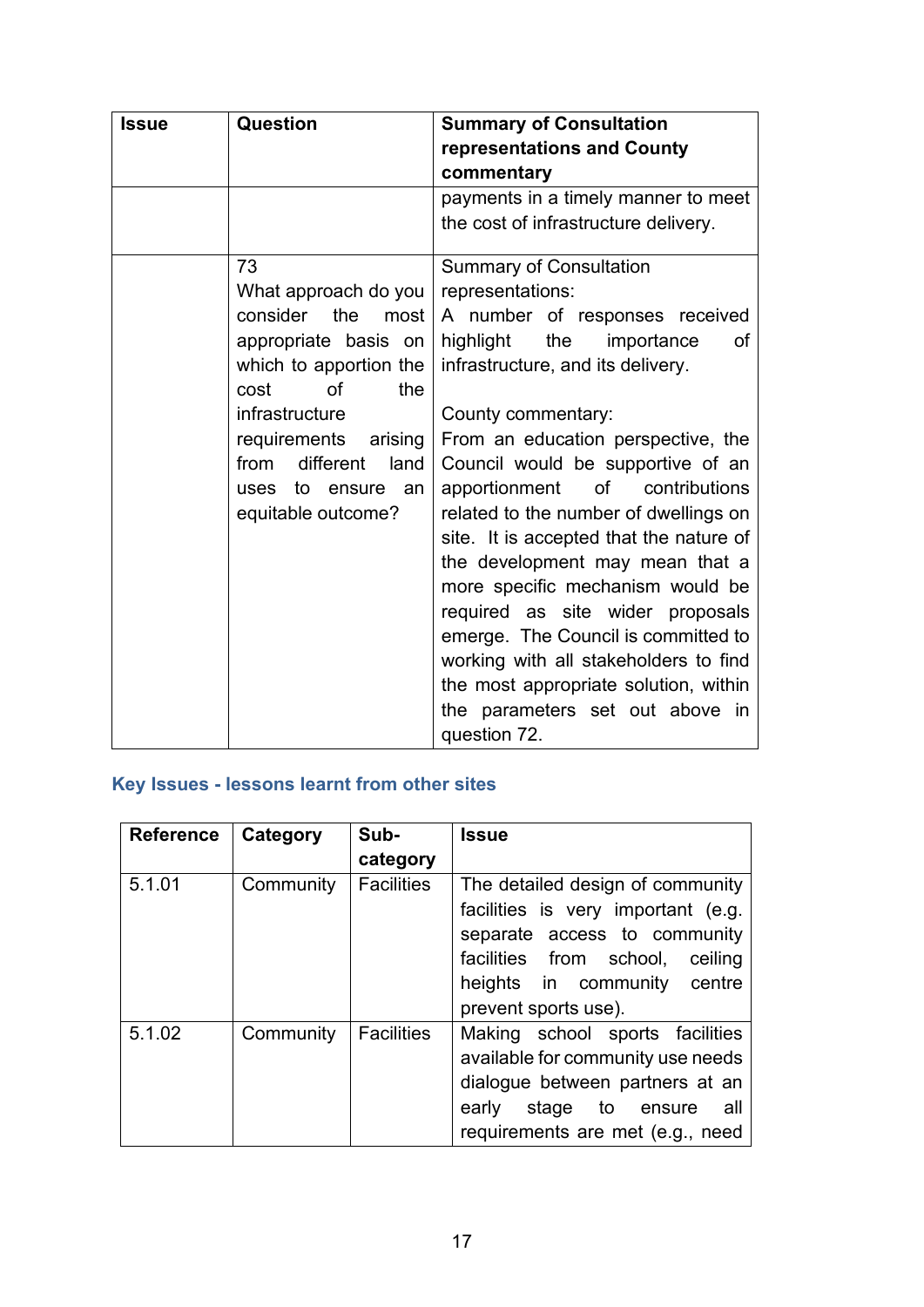| Issue | Question | Summary of Consultation representations and County commentary |
|---|---|---|
| | | payments in a timely manner to meet the cost of infrastructure delivery. |
| | 73<br>What approach do you consider the most appropriate basis on which to apportion the cost of the infrastructure requirements arising from different land uses to ensure an equitable outcome? | Summary of Consultation representations:<br>A number of responses received highlight the importance of infrastructure, and its delivery.<br><br>County commentary:<br>From an education perspective, the Council would be supportive of an apportionment of contributions related to the number of dwellings on site. It is accepted that the nature of the development may mean that a more specific mechanism would be required as site wider proposals emerge. The Council is committed to working with all stakeholders to find the most appropriate solution, within the parameters set out above in question 72. |

## Key Issues - lessons learnt from other sites

| Reference | Category | Sub-category | Issue |
|---|---|---|---|
| 5.1.01 | Community | Facilities | The detailed design of community facilities is very important (e.g. separate access to community facilities from school, ceiling heights in community centre prevent sports use). |
| 5.1.02 | Community | Facilities | Making school sports facilities available for community use needs dialogue between partners at an early stage to ensure all requirements are met (e.g., need |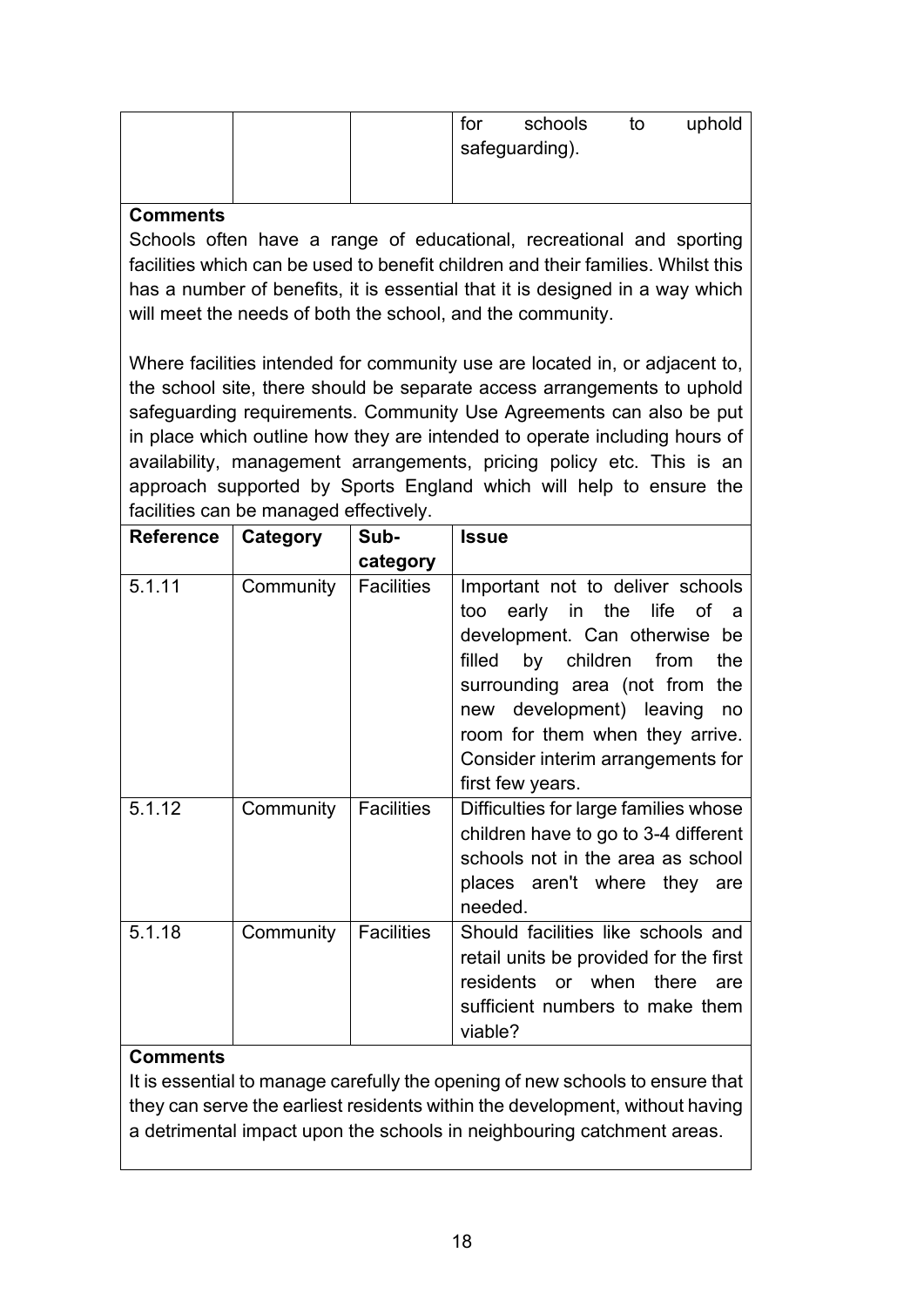| | | | for schools to uphold safeguarding). |
|---|---|---|---|

**Comments**

Schools often have a range of educational, recreational and sporting facilities which can be used to benefit children and their families. Whilst this has a number of benefits, it is essential that it is designed in a way which will meet the needs of both the school, and the community.

Where facilities intended for community use are located in, or adjacent to, the school site, there should be separate access arrangements to uphold safeguarding requirements. Community Use Agreements can also be put in place which outline how they are intended to operate including hours of availability, management arrangements, pricing policy etc. This is an approach supported by Sports England which will help to ensure the facilities can be managed effectively.

| Reference | Category | Sub-category | Issue |
|---|---|---|---|
| 5.1.11 | Community | Facilities | Important not to deliver schools too early in the life of a development. Can otherwise be filled by children from the surrounding area (not from the new development) leaving no room for them when they arrive. Consider interim arrangements for first few years. |
| 5.1.12 | Community | Facilities | Difficulties for large families whose children have to go to 3-4 different schools not in the area as school places aren't where they are needed. |
| 5.1.18 | Community | Facilities | Should facilities like schools and retail units be provided for the first residents or when there are sufficient numbers to make them viable? |

**Comments**

It is essential to manage carefully the opening of new schools to ensure that they can serve the earliest residents within the development, without having a detrimental impact upon the schools in neighbouring catchment areas.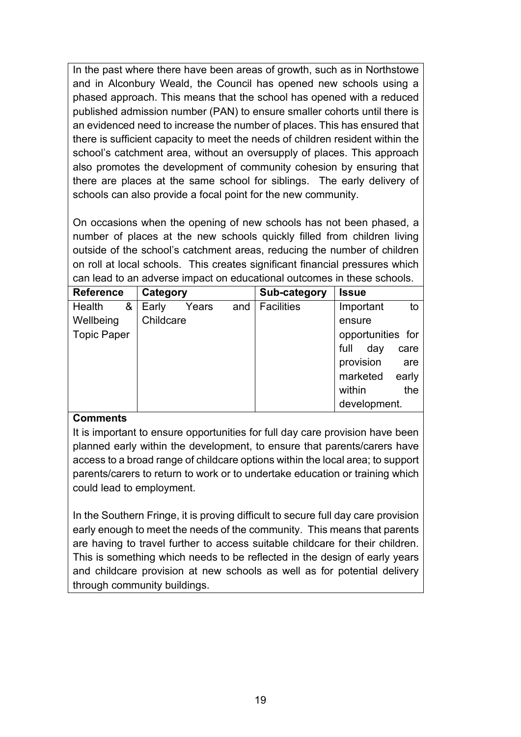In the past where there have been areas of growth, such as in Northstowe and in Alconbury Weald, the Council has opened new schools using a phased approach. This means that the school has opened with a reduced published admission number (PAN) to ensure smaller cohorts until there is an evidenced need to increase the number of places. This has ensured that there is sufficient capacity to meet the needs of children resident within the school's catchment area, without an oversupply of places. This approach also promotes the development of community cohesion by ensuring that there are places at the same school for siblings. The early delivery of schools can also provide a focal point for the new community.

On occasions when the opening of new schools has not been phased, a number of places at the new schools quickly filled from children living outside of the school's catchment areas, reducing the number of children on roll at local schools. This creates significant financial pressures which can lead to an adverse impact on educational outcomes in these schools.

| Reference | Category | Sub-category | Issue |
|---|---|---|---|
| Health & Wellbeing Topic Paper | Early Years and Childcare | Facilities | Important to ensure opportunities for full day care provision are marketed early within the development. |

**Comments**

It is important to ensure opportunities for full day care provision have been planned early within the development, to ensure that parents/carers have access to a broad range of childcare options within the local area; to support parents/carers to return to work or to undertake education or training which could lead to employment.

In the Southern Fringe, it is proving difficult to secure full day care provision early enough to meet the needs of the community. This means that parents are having to travel further to access suitable childcare for their children. This is something which needs to be reflected in the design of early years and childcare provision at new schools as well as for potential delivery through community buildings.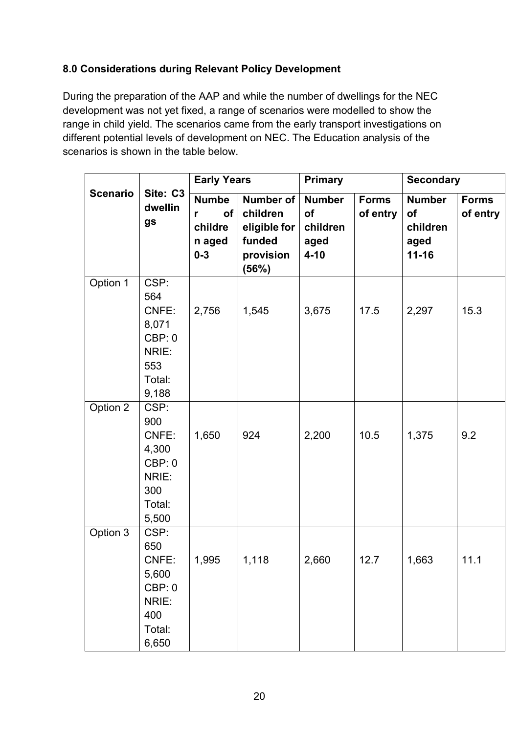**8.0 Considerations during Relevant Policy Development**

During the preparation of the AAP and while the number of dwellings for the NEC development was not yet fixed, a range of scenarios were modelled to show the range in child yield. The scenarios came from the early transport investigations on different potential levels of development on NEC. The Education analysis of the scenarios is shown in the table below.

| Scenario | Site: C3 dwellings | Early Years | | Primary | | Secondary | |
|---|---|---|---|---|---|---|---|
| | | Number of children aged 0-3 | Number of children eligible for funded provision (56%) | Number of children aged 4-10 | Forms of entry | Number of children aged 11-16 | Forms of entry |
| Option 1 | CSP: 564<br>CNFE: 8,071<br>CBP: 0<br>NRIE: 553<br>Total: 9,188 | 2,756 | 1,545 | 3,675 | 17.5 | 2,297 | 15.3 |
| Option 2 | CSP: 900<br>CNFE: 4,300<br>CBP: 0<br>NRIE: 300<br>Total: 5,500 | 1,650 | 924 | 2,200 | 10.5 | 1,375 | 9.2 |
| Option 3 | CSP: 650<br>CNFE: 5,600<br>CBP: 0<br>NRIE: 400<br>Total: 6,650 | 1,995 | 1,118 | 2,660 | 12.7 | 1,663 | 11.1 |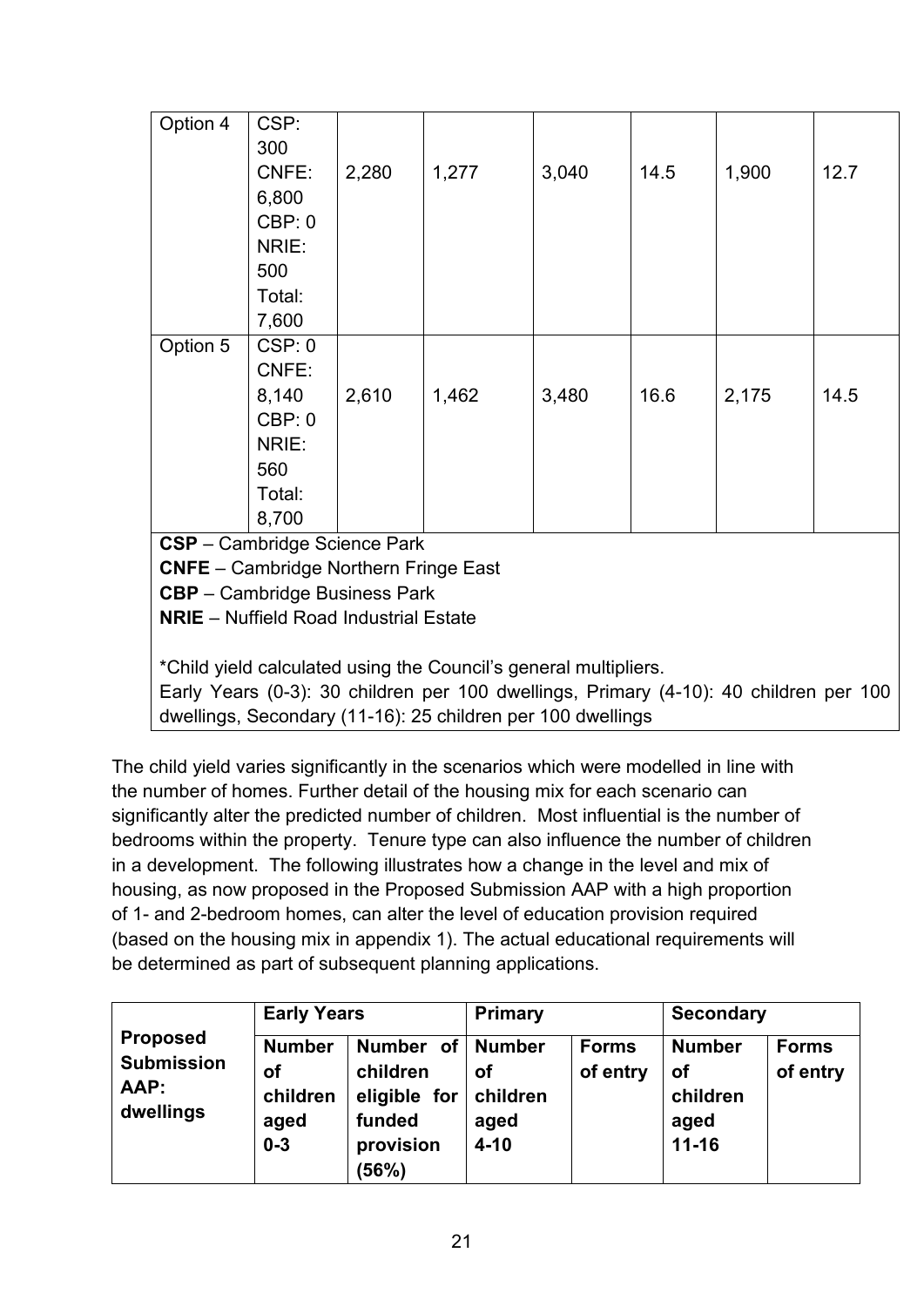| | | | | | | | |
|---|---|---|---|---|---|---|---|
| Option 4 | CSP: 300 CNFE: 6,800 CBP: 0 NRIE: 500 Total: 7,600 | 2,280 | 1,277 | 3,040 | 14.5 | 1,900 | 12.7 |
| Option 5 | CSP: 0 CNFE: 8,140 CBP: 0 NRIE: 560 Total: 8,700 | 2,610 | 1,462 | 3,480 | 16.6 | 2,175 | 14.5 |

**CSP** – Cambridge Science Park
**CNFE** – Cambridge Northern Fringe East
**CBP** – Cambridge Business Park
**NRIE** – Nuffield Road Industrial Estate

*Child yield calculated using the Council's general multipliers.
Early Years (0-3): 30 children per 100 dwellings, Primary (4-10): 40 children per 100 dwellings, Secondary (11-16): 25 children per 100 dwellings

The child yield varies significantly in the scenarios which were modelled in line with the number of homes. Further detail of the housing mix for each scenario can significantly alter the predicted number of children. Most influential is the number of bedrooms within the property. Tenure type can also influence the number of children in a development. The following illustrates how a change in the level and mix of housing, as now proposed in the Proposed Submission AAP with a high proportion of 1- and 2-bedroom homes, can alter the level of education provision required (based on the housing mix in appendix 1). The actual educational requirements will be determined as part of subsequent planning applications.

| Proposed Submission AAP: dwellings | Early Years | | Primary | | Secondary | |
|---|---|---|---|---|---|---|
| | **Number of children aged 0-3** | **Number of children eligible for funded provision (56%)** | **Number of children aged 4-10** | **Forms of entry** | **Number of children aged 11-16** | **Forms of entry** |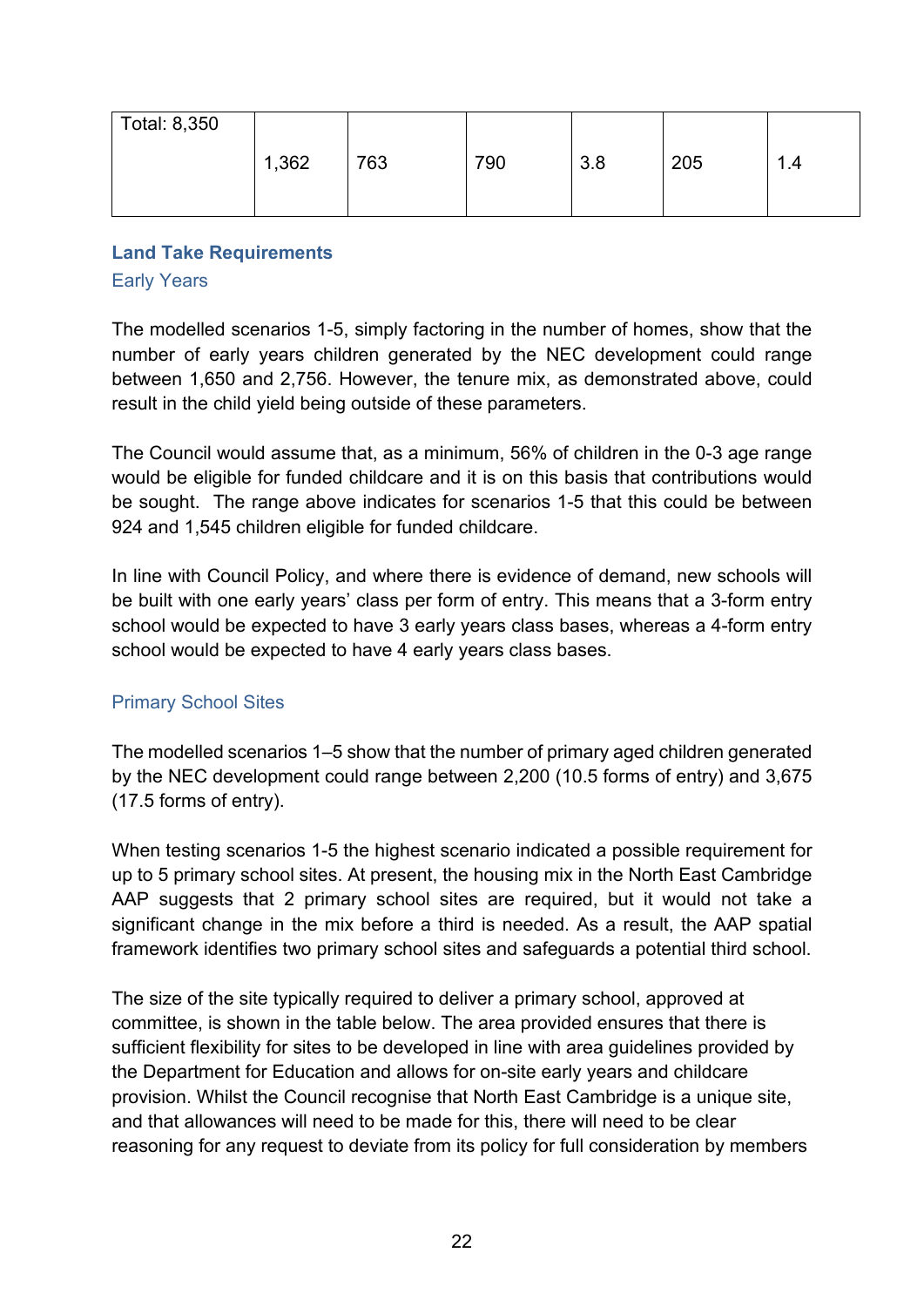| Total: 8,350 | 1,362 | 763 | 790 | 3.8 | 205 | 1.4 |
|---|---|---|---|---|---|---|

## Land Take Requirements

### Early Years

The modelled scenarios 1-5, simply factoring in the number of homes, show that the number of early years children generated by the NEC development could range between 1,650 and 2,756. However, the tenure mix, as demonstrated above, could result in the child yield being outside of these parameters.

The Council would assume that, as a minimum, 56% of children in the 0-3 age range would be eligible for funded childcare and it is on this basis that contributions would be sought. The range above indicates for scenarios 1-5 that this could be between 924 and 1,545 children eligible for funded childcare.

In line with Council Policy, and where there is evidence of demand, new schools will be built with one early years' class per form of entry. This means that a 3-form entry school would be expected to have 3 early years class bases, whereas a 4-form entry school would be expected to have 4 early years class bases.

### Primary School Sites

The modelled scenarios 1–5 show that the number of primary aged children generated by the NEC development could range between 2,200 (10.5 forms of entry) and 3,675 (17.5 forms of entry).

When testing scenarios 1-5 the highest scenario indicated a possible requirement for up to 5 primary school sites. At present, the housing mix in the North East Cambridge AAP suggests that 2 primary school sites are required, but it would not take a significant change in the mix before a third is needed. As a result, the AAP spatial framework identifies two primary school sites and safeguards a potential third school.

The size of the site typically required to deliver a primary school, approved at committee, is shown in the table below. The area provided ensures that there is sufficient flexibility for sites to be developed in line with area guidelines provided by the Department for Education and allows for on-site early years and childcare provision. Whilst the Council recognise that North East Cambridge is a unique site, and that allowances will need to be made for this, there will need to be clear reasoning for any request to deviate from its policy for full consideration by members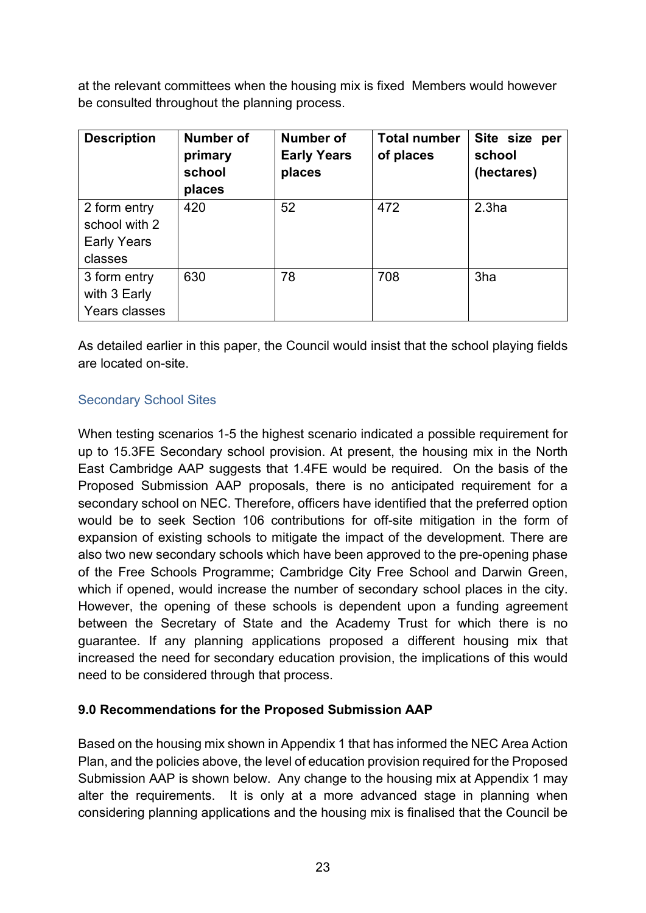at the relevant committees when the housing mix is fixed  Members would however be consulted throughout the planning process.

| Description | Number of primary school places | Number of Early Years places | Total number of places | Site size per school (hectares) |
|---|---|---|---|---|
| 2 form entry school with 2 Early Years classes | 420 | 52 | 472 | 2.3ha |
| 3 form entry with 3 Early Years classes | 630 | 78 | 708 | 3ha |

As detailed earlier in this paper, the Council would insist that the school playing fields are located on-site.

### Secondary School Sites

When testing scenarios 1-5 the highest scenario indicated a possible requirement for up to 15.3FE Secondary school provision. At present, the housing mix in the North East Cambridge AAP suggests that 1.4FE would be required.  On the basis of the Proposed Submission AAP proposals, there is no anticipated requirement for a secondary school on NEC. Therefore, officers have identified that the preferred option would be to seek Section 106 contributions for off-site mitigation in the form of expansion of existing schools to mitigate the impact of the development. There are also two new secondary schools which have been approved to the pre-opening phase of the Free Schools Programme; Cambridge City Free School and Darwin Green, which if opened, would increase the number of secondary school places in the city. However, the opening of these schools is dependent upon a funding agreement between the Secretary of State and the Academy Trust for which there is no guarantee. If any planning applications proposed a different housing mix that increased the need for secondary education provision, the implications of this would need to be considered through that process.

### 9.0 Recommendations for the Proposed Submission AAP

Based on the housing mix shown in Appendix 1 that has informed the NEC Area Action Plan, and the policies above, the level of education provision required for the Proposed Submission AAP is shown below.  Any change to the housing mix at Appendix 1 may alter the requirements.  It is only at a more advanced stage in planning when considering planning applications and the housing mix is finalised that the Council be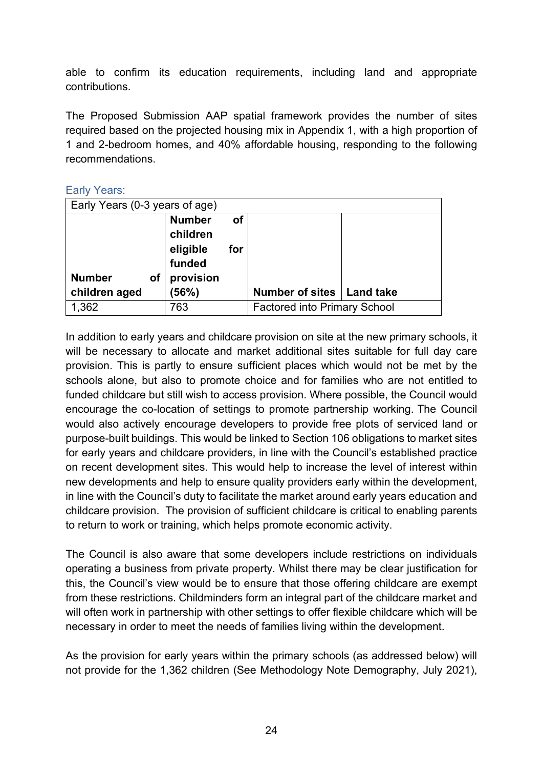able to confirm its education requirements, including land and appropriate contributions.

The Proposed Submission AAP spatial framework provides the number of sites required based on the projected housing mix in Appendix 1, with a high proportion of 1 and 2-bedroom homes, and 40% affordable housing, responding to the following recommendations.

### Early Years:

| Early Years (0-3 years of age) | | | |
|---|---|---|---|
| **Number of children aged** | **Number of children eligible for funded provision (56%)** | **Number of sites** | **Land take** |
| 1,362 | 763 | Factored into Primary School | |

In addition to early years and childcare provision on site at the new primary schools, it will be necessary to allocate and market additional sites suitable for full day care provision. This is partly to ensure sufficient places which would not be met by the schools alone, but also to promote choice and for families who are not entitled to funded childcare but still wish to access provision. Where possible, the Council would encourage the co-location of settings to promote partnership working. The Council would also actively encourage developers to provide free plots of serviced land or purpose-built buildings. This would be linked to Section 106 obligations to market sites for early years and childcare providers, in line with the Council's established practice on recent development sites. This would help to increase the level of interest within new developments and help to ensure quality providers early within the development, in line with the Council's duty to facilitate the market around early years education and childcare provision. The provision of sufficient childcare is critical to enabling parents to return to work or training, which helps promote economic activity.

The Council is also aware that some developers include restrictions on individuals operating a business from private property. Whilst there may be clear justification for this, the Council's view would be to ensure that those offering childcare are exempt from these restrictions. Childminders form an integral part of the childcare market and will often work in partnership with other settings to offer flexible childcare which will be necessary in order to meet the needs of families living within the development.

As the provision for early years within the primary schools (as addressed below) will not provide for the 1,362 children (See Methodology Note Demography, July 2021),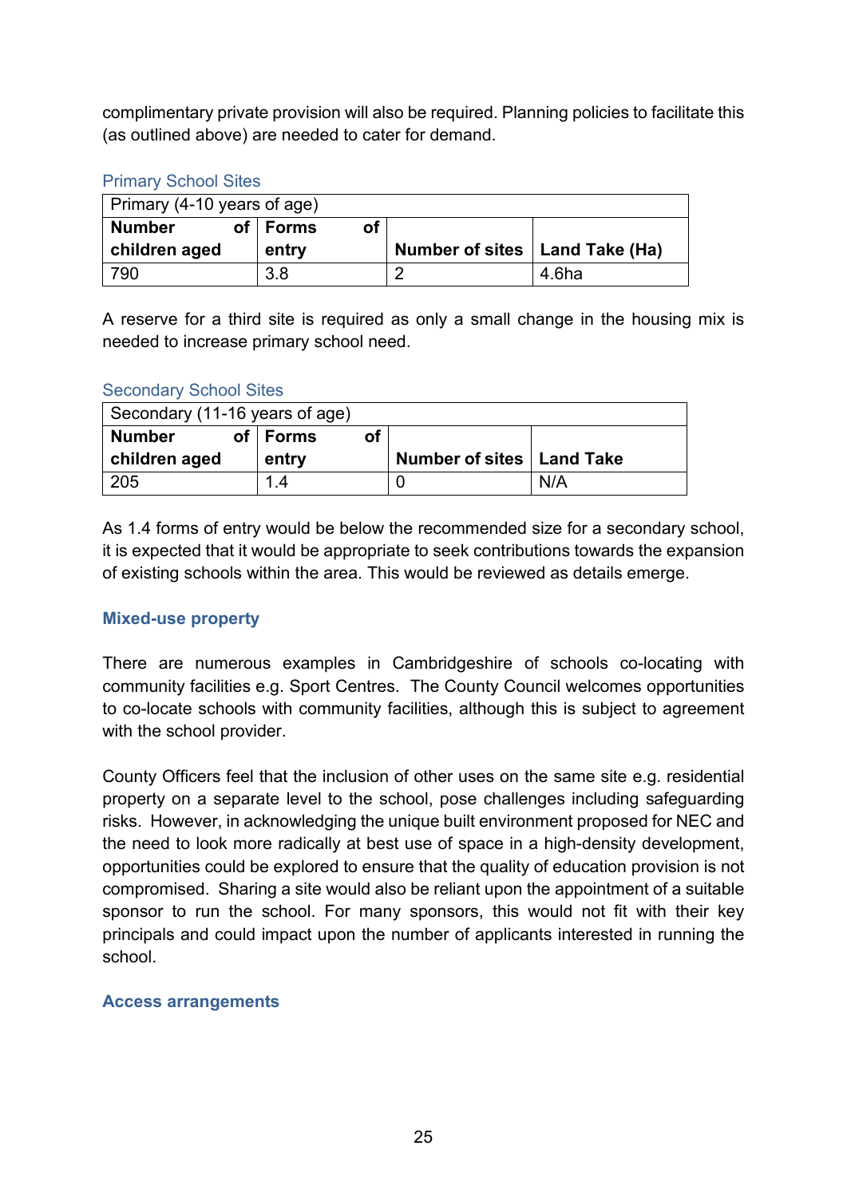complimentary private provision will also be required. Planning policies to facilitate this (as outlined above) are needed to cater for demand.

### Primary School Sites

| Primary (4-10 years of age) | | | |
|---|---|---|---|
| **Number of children aged** | **Forms of entry** | **Number of sites** | **Land Take (Ha)** |
| 790 | 3.8 | 2 | 4.6ha |

A reserve for a third site is required as only a small change in the housing mix is needed to increase primary school need.

### Secondary School Sites

| Secondary (11-16 years of age) | | | |
|---|---|---|---|
| **Number of children aged** | **Forms of entry** | **Number of sites** | **Land Take** |
| 205 | 1.4 | 0 | N/A |

As 1.4 forms of entry would be below the recommended size for a secondary school, it is expected that it would be appropriate to seek contributions towards the expansion of existing schools within the area. This would be reviewed as details emerge.

### Mixed-use property

There are numerous examples in Cambridgeshire of schools co-locating with community facilities e.g. Sport Centres. The County Council welcomes opportunities to co-locate schools with community facilities, although this is subject to agreement with the school provider.

County Officers feel that the inclusion of other uses on the same site e.g. residential property on a separate level to the school, pose challenges including safeguarding risks. However, in acknowledging the unique built environment proposed for NEC and the need to look more radically at best use of space in a high-density development, opportunities could be explored to ensure that the quality of education provision is not compromised. Sharing a site would also be reliant upon the appointment of a suitable sponsor to run the school. For many sponsors, this would not fit with their key principals and could impact upon the number of applicants interested in running the school.

### Access arrangements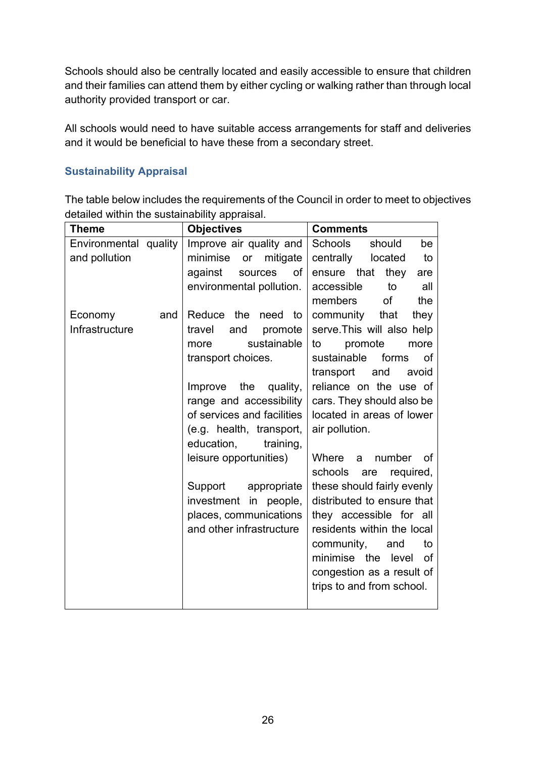Schools should also be centrally located and easily accessible to ensure that children and their families can attend them by either cycling or walking rather than through local authority provided transport or car.

All schools would need to have suitable access arrangements for staff and deliveries and it would be beneficial to have these from a secondary street.

### Sustainability Appraisal

The table below includes the requirements of the Council in order to meet to objectives detailed within the sustainability appraisal.

| Theme | Objectives | Comments |
|---|---|---|
| Environmental quality and pollution | Improve air quality and minimise or mitigate against sources of environmental pollution. | Schools should be centrally located to ensure that they are accessible to all members of community that they serve.This will also help to promote more sustainable forms of transport and avoid reliance on the use of cars. They should also be located in areas of lower air pollution.<br><br>Where a number of schools are required, these should fairly evenly distributed to ensure that they accessible for all residents within the local community, and to minimise the level of congestion as a result of trips to and from school. |
| Economy and Infrastructure | Reduce the need to travel and promote more sustainable transport choices.<br><br>Improve the quality, range and accessibility of services and facilities (e.g. health, transport, education, training, leisure opportunities)<br><br>Support appropriate investment in people, places, communications and other infrastructure | |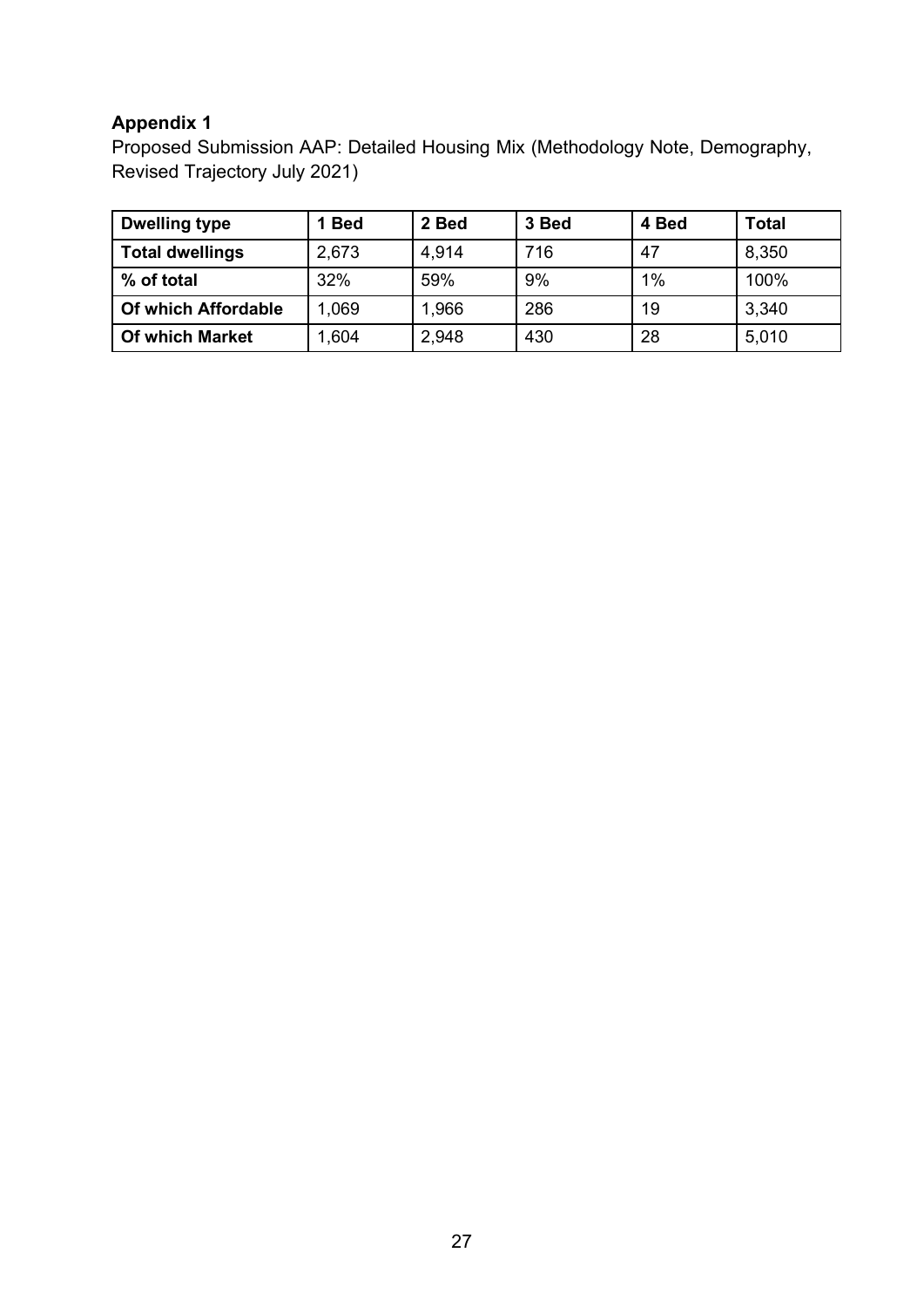**Appendix 1**

Proposed Submission AAP: Detailed Housing Mix (Methodology Note, Demography, Revised Trajectory July 2021)

| Dwelling type | 1 Bed | 2 Bed | 3 Bed | 4 Bed | Total |
|---|---|---|---|---|---|
| **Total dwellings** | 2,673 | 4,914 | 716 | 47 | 8,350 |
| **% of total** | 32% | 59% | 9% | 1% | 100% |
| **Of which Affordable** | 1,069 | 1,966 | 286 | 19 | 3,340 |
| **Of which Market** | 1,604 | 2,948 | 430 | 28 | 5,010 |